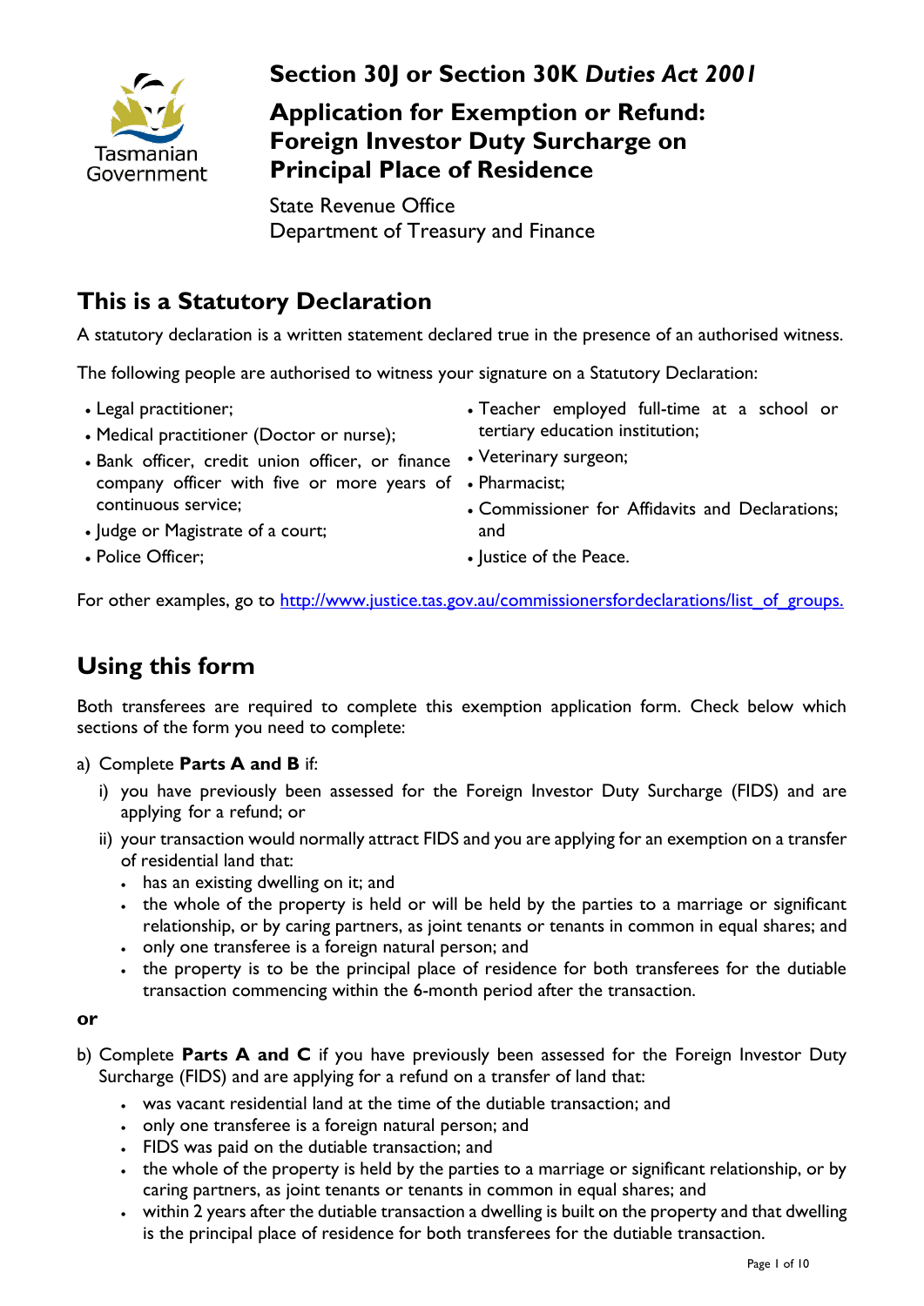Tasmanian Government

# Section 30J or Section 30K *Duties Act 2001*

## Application for Exemption or Refund: Foreign Investor Duty Surcharge on Principal Place of Residence

State Revenue Office
Department of Treasury and Finance

## This is a Statutory Declaration

A statutory declaration is a written statement declared true in the presence of an authorised witness.

The following people are authorised to witness your signature on a Statutory Declaration:

- Legal practitioner;
- Medical practitioner (Doctor or nurse);
- Bank officer, credit union officer, or finance company officer with five or more years of continuous service;
- Judge or Magistrate of a court;
- Police Officer;
- Teacher employed full-time at a school or tertiary education institution;
- Veterinary surgeon;
- Pharmacist;
- Commissioner for Affidavits and Declarations; and
- Justice of the Peace.

For other examples, go to http://www.justice.tas.gov.au/commissionersfordeclarations/list_of_groups.

## Using this form

Both transferees are required to complete this exemption application form. Check below which sections of the form you need to complete:

a) Complete **Parts A and B** if:

   i) you have previously been assessed for the Foreign Investor Duty Surcharge (FIDS) and are applying for a refund; or

   ii) your transaction would normally attract FIDS and you are applying for an exemption on a transfer of residential land that:

   - has an existing dwelling on it; and
   - the whole of the property is held or will be held by the parties to a marriage or significant relationship, or by caring partners, as joint tenants or tenants in common in equal shares; and
   - only one transferee is a foreign natural person; and
   - the property is to be the principal place of residence for both transferees for the dutiable transaction commencing within the 6-month period after the transaction.

**or**

b) Complete **Parts A and C** if you have previously been assessed for the Foreign Investor Duty Surcharge (FIDS) and are applying for a refund on a transfer of land that:

   - was vacant residential land at the time of the dutiable transaction; and
   - only one transferee is a foreign natural person; and
   - FIDS was paid on the dutiable transaction; and
   - the whole of the property is held by the parties to a marriage or significant relationship, or by caring partners, as joint tenants or tenants in common in equal shares; and
   - within 2 years after the dutiable transaction a dwelling is built on the property and that dwelling is the principal place of residence for both transferees for the dutiable transaction.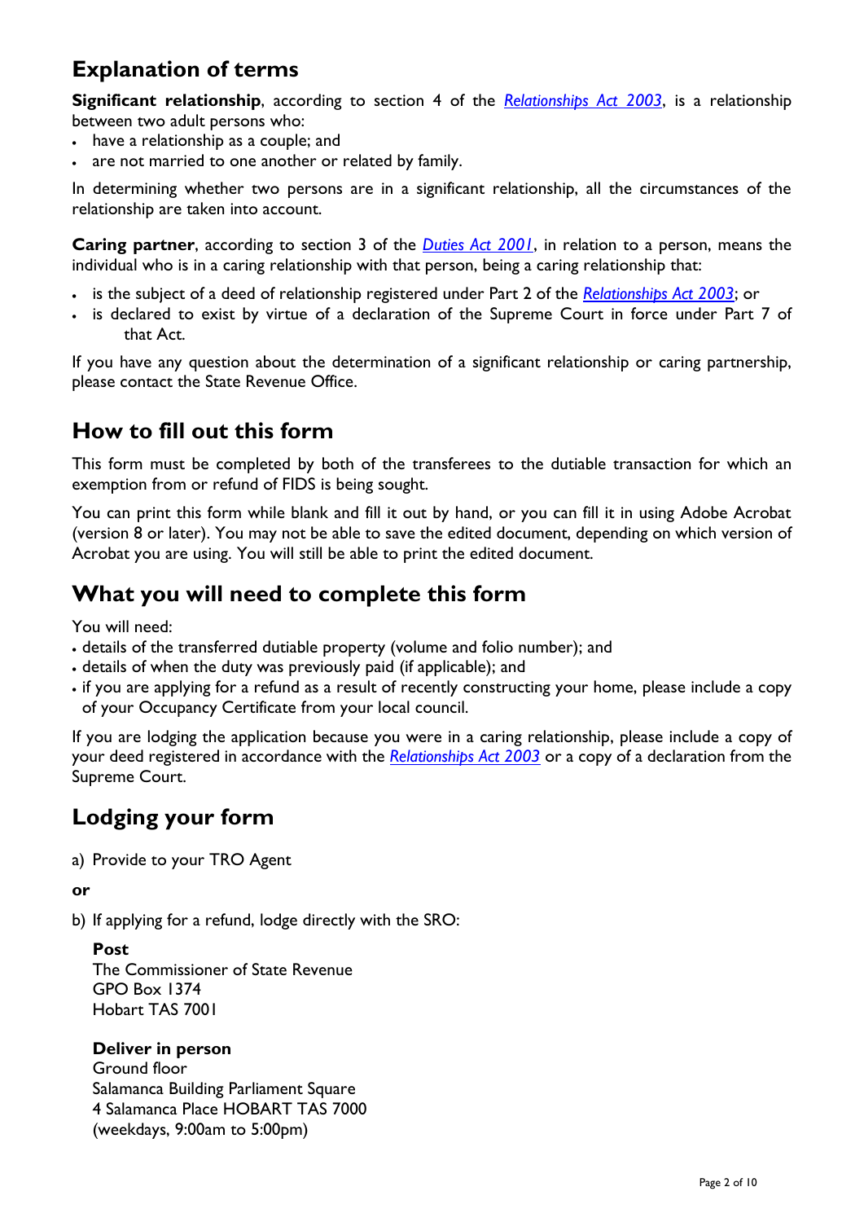## Explanation of terms

**Significant relationship**, according to section 4 of the *Relationships Act 2003*, is a relationship between two adult persons who:

- have a relationship as a couple; and
- are not married to one another or related by family.

In determining whether two persons are in a significant relationship, all the circumstances of the relationship are taken into account.

**Caring partner**, according to section 3 of the *Duties Act 2001*, in relation to a person, means the individual who is in a caring relationship with that person, being a caring relationship that:

- is the subject of a deed of relationship registered under Part 2 of the *Relationships Act 2003*; or
- is declared to exist by virtue of a declaration of the Supreme Court in force under Part 7 of that Act.

If you have any question about the determination of a significant relationship or caring partnership, please contact the State Revenue Office.

## How to fill out this form

This form must be completed by both of the transferees to the dutiable transaction for which an exemption from or refund of FIDS is being sought.

You can print this form while blank and fill it out by hand, or you can fill it in using Adobe Acrobat (version 8 or later). You may not be able to save the edited document, depending on which version of Acrobat you are using. You will still be able to print the edited document.

## What you will need to complete this form

You will need:

- details of the transferred dutiable property (volume and folio number); and
- details of when the duty was previously paid (if applicable); and
- if you are applying for a refund as a result of recently constructing your home, please include a copy of your Occupancy Certificate from your local council.

If you are lodging the application because you were in a caring relationship, please include a copy of your deed registered in accordance with the *Relationships Act 2003* or a copy of a declaration from the Supreme Court.

## Lodging your form

a) Provide to your TRO Agent

**or**

b) If applying for a refund, lodge directly with the SRO:

**Post**
The Commissioner of State Revenue
GPO Box 1374
Hobart TAS 7001

**Deliver in person**
Ground floor
Salamanca Building Parliament Square
4 Salamanca Place HOBART TAS 7000
(weekdays, 9:00am to 5:00pm)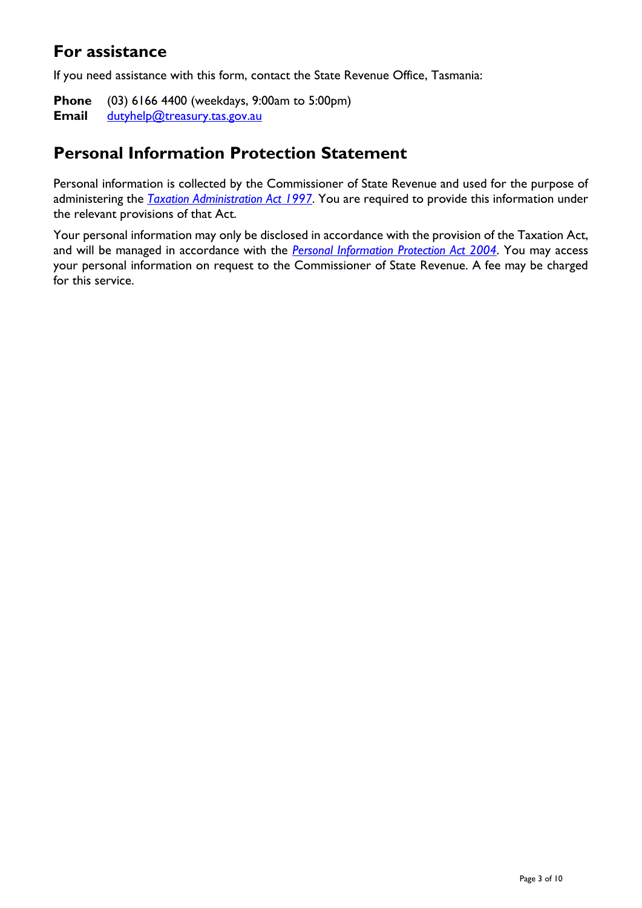## For assistance

If you need assistance with this form, contact the State Revenue Office, Tasmania:

**Phone** (03) 6166 4400 (weekdays, 9:00am to 5:00pm)
**Email** dutyhelp@treasury.tas.gov.au

## Personal Information Protection Statement

Personal information is collected by the Commissioner of State Revenue and used for the purpose of administering the *Taxation Administration Act 1997*. You are required to provide this information under the relevant provisions of that Act.

Your personal information may only be disclosed in accordance with the provision of the Taxation Act, and will be managed in accordance with the *Personal Information Protection Act 2004*. You may access your personal information on request to the Commissioner of State Revenue. A fee may be charged for this service.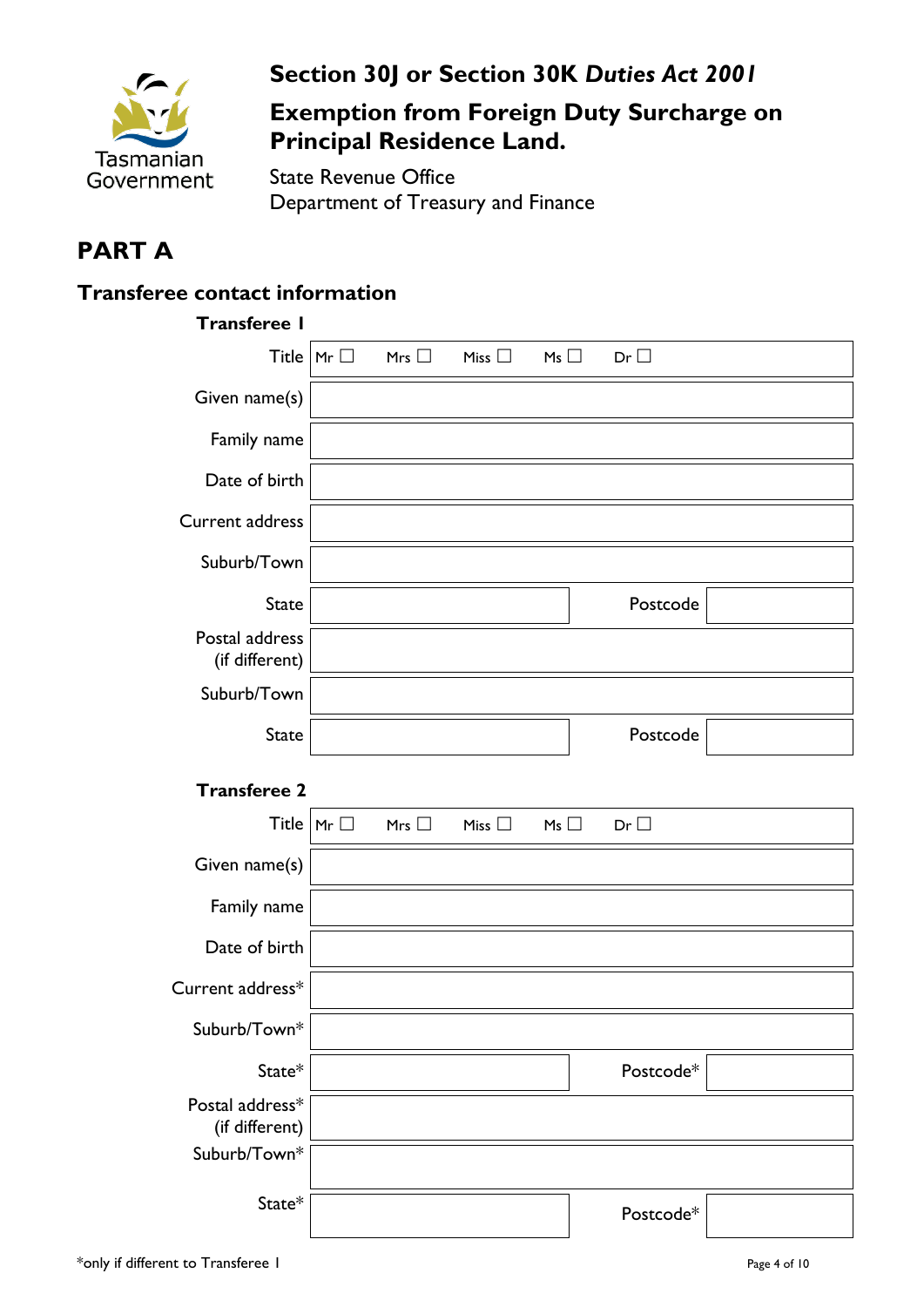Tasmanian Government

# Section 30J or Section 30K *Duties Act 2001*

## Exemption from Foreign Duty Surcharge on Principal Residence Land.

State Revenue Office
Department of Treasury and Finance

# PART A

## Transferee contact information

### Transferee 1

| | | | |
|---|---|---|---|
| Title | Mr ☐ Mrs ☐ Miss ☐ Ms ☐ Dr ☐ | | |
| Given name(s) | | | |
| Family name | | | |
| Date of birth | | | |
| Current address | | | |
| Suburb/Town | | | |
| State | | Postcode | |
| Postal address (if different) | | | |
| Suburb/Town | | | |
| State | | Postcode | |

### Transferee 2

| | | | |
|---|---|---|---|
| Title | Mr ☐ Mrs ☐ Miss ☐ Ms ☐ Dr ☐ | | |
| Given name(s) | | | |
| Family name | | | |
| Date of birth | | | |
| Current address* | | | |
| Suburb/Town* | | | |
| State* | | Postcode* | |
| Postal address* (if different) | | | |
| Suburb/Town* | | | |
| State* | | Postcode* | |

*only if different to Transferee 1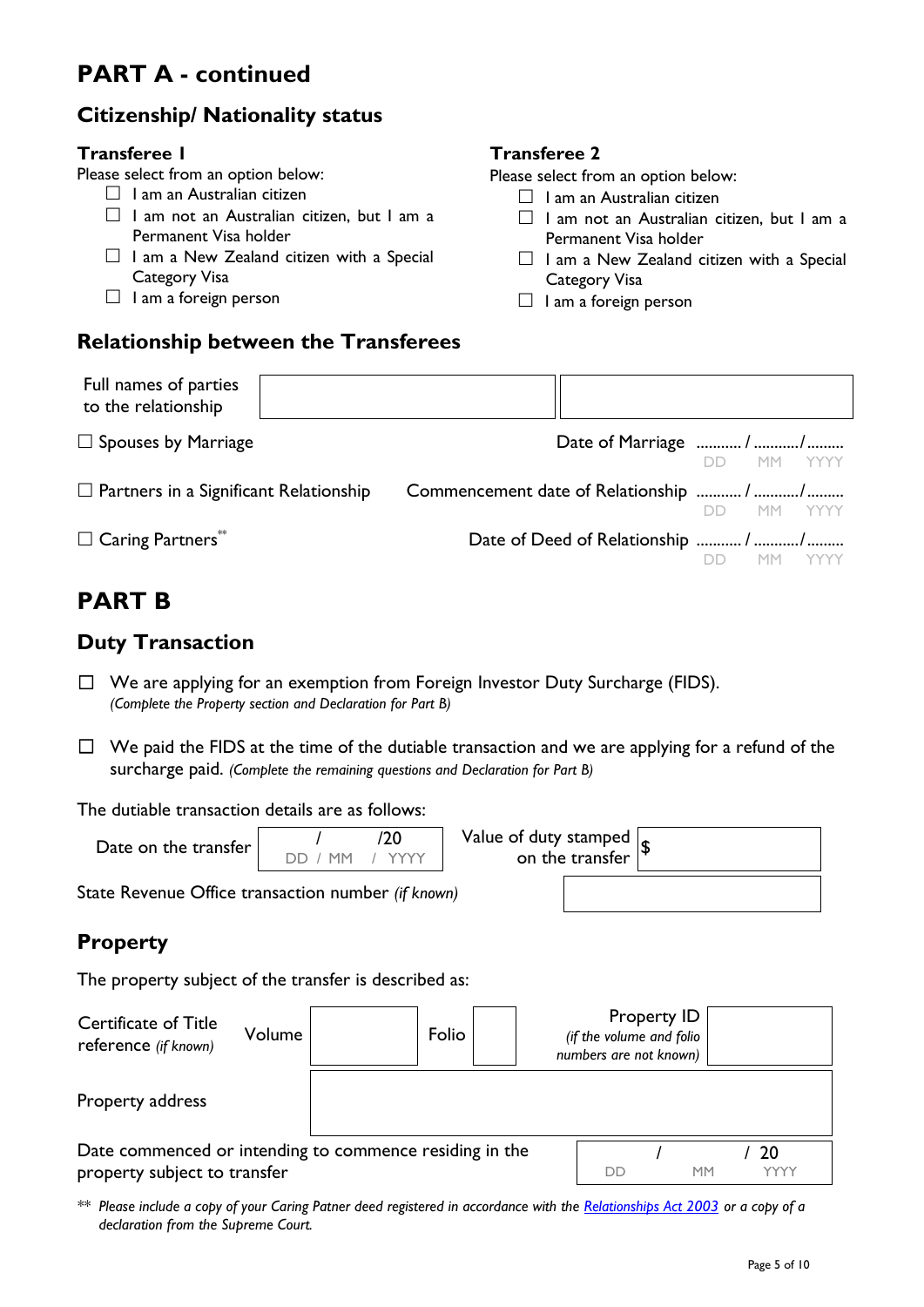# PART A - continued

## Citizenship/ Nationality status

### Transferee 1

Please select from an option below:

- ☐ I am an Australian citizen
- ☐ I am not an Australian citizen, but I am a Permanent Visa holder
- ☐ I am a New Zealand citizen with a Special Category Visa
- ☐ I am a foreign person

### Transferee 2

Please select from an option below:

- ☐ I am an Australian citizen
- ☐ I am not an Australian citizen, but I am a Permanent Visa holder
- ☐ I am a New Zealand citizen with a Special Category Visa
- ☐ I am a foreign person

## Relationship between the Transferees

| Full names of parties to the relationship | | |
|---|---|---|

☐ Spouses by Marriage — Date of Marriage ........... / .........../......... (DD MM YYYY)

☐ Partners in a Significant Relationship — Commencement date of Relationship ........... / .........../......... (DD MM YYYY)

☐ Caring Partners** — Date of Deed of Relationship ........... / .........../......... (DD MM YYYY)

# PART B

## Duty Transaction

☐ We are applying for an exemption from Foreign Investor Duty Surcharge (FIDS).
*(Complete the Property section and Declaration for Part B)*

☐ We paid the FIDS at the time of the dutiable transaction and we are applying for a refund of the surcharge paid. *(Complete the remaining questions and Declaration for Part B)*

The dutiable transaction details are as follows:

| Date on the transfer | / /20 (DD / MM / YYYY) | Value of duty stamped on the transfer | $ |
|---|---|---|---|

State Revenue Office transaction number *(if known)* ____________

## Property

The property subject of the transfer is described as:

| Certificate of Title reference *(if known)* | Volume | | Folio | | Property ID *(if the volume and folio numbers are not known)* | |
|---|---|---|---|---|---|---|

| Property address | |
|---|---|

| Date commenced or intending to commence residing in the property subject to transfer | / / 20 (DD MM YYYY) |
|---|---|

** *Please include a copy of your Caring Patner deed registered in accordance with the [Relationships Act 2003] or a copy of a declaration from the Supreme Court.*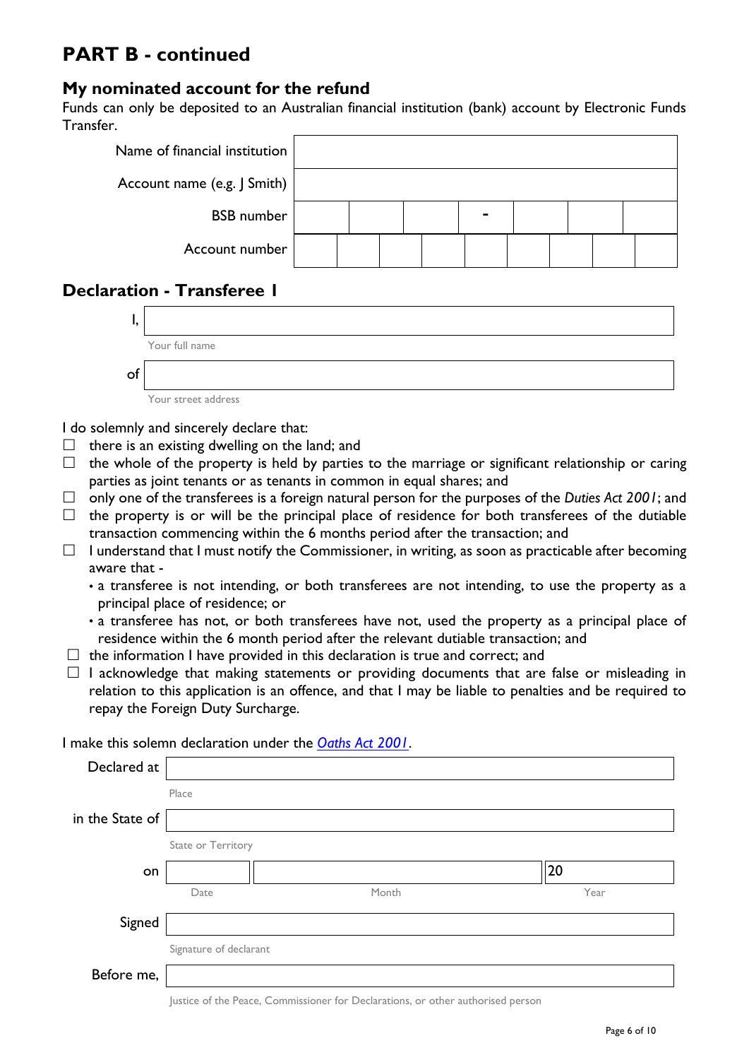# PART B - continued

## My nominated account for the refund

Funds can only be deposited to an Australian financial institution (bank) account by Electronic Funds Transfer.

| | |
|---|---|
| Name of financial institution | |
| Account name (e.g. J Smith) | |
| BSB number | &nbsp; &nbsp; &nbsp; - &nbsp; &nbsp; &nbsp; |
| Account number | |

## Declaration - Transferee 1

I, ______________________________
Your full name

of ______________________________
Your street address

I do solemnly and sincerely declare that:

- ☐ there is an existing dwelling on the land; and
- ☐ the whole of the property is held by parties to the marriage or significant relationship or caring parties as joint tenants or as tenants in common in equal shares; and
- ☐ only one of the transferees is a foreign natural person for the purposes of the *Duties Act 2001*; and
- ☐ the property is or will be the principal place of residence for both transferees of the dutiable transaction commencing within the 6 months period after the transaction; and
- ☐ I understand that I must notify the Commissioner, in writing, as soon as practicable after becoming aware that -
  - a transferee is not intending, or both transferees are not intending, to use the property as a principal place of residence; or
  - a transferee has not, or both transferees have not, used the property as a principal place of residence within the 6 month period after the relevant dutiable transaction; and
- ☐ the information I have provided in this declaration is true and correct; and
- ☐ I acknowledge that making statements or providing documents that are false or misleading in relation to this application is an offence, and that I may be liable to penalties and be required to repay the Foreign Duty Surcharge.

I make this solemn declaration under the *Oaths Act 2001*.

Declared at ______________________________
Place

in the State of ______________________________
State or Territory

on ________ (Date) ______________________ (Month) 20______ (Year)

Signed ______________________________
Signature of declarant

Before me, ______________________________
Justice of the Peace, Commissioner for Declarations, or other authorised person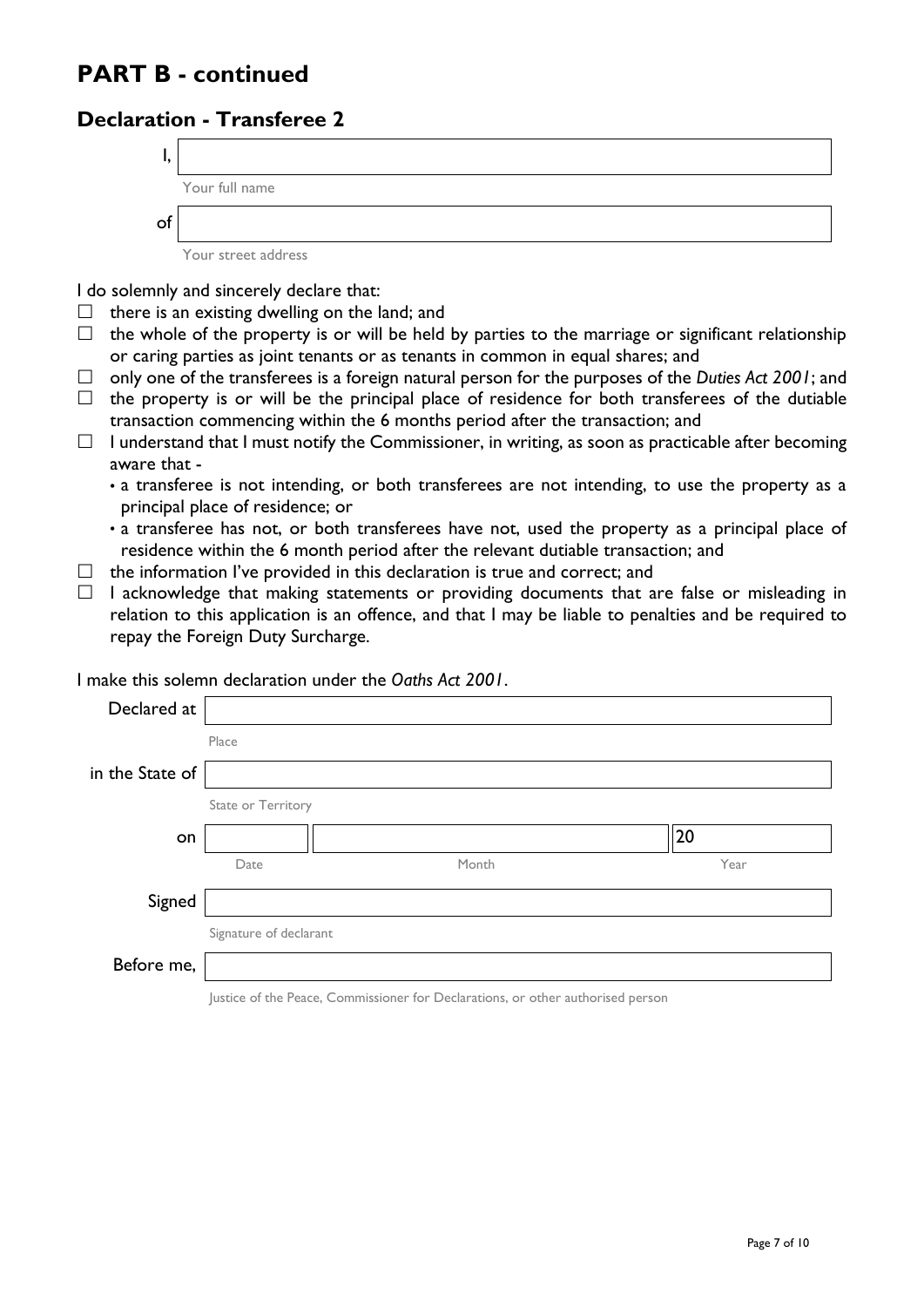# PART B - continued

## Declaration - Transferee 2

I, ______________________________
Your full name

of ______________________________
Your street address

I do solemnly and sincerely declare that:

- ☐ there is an existing dwelling on the land; and
- ☐ the whole of the property is or will be held by parties to the marriage or significant relationship or caring parties as joint tenants or as tenants in common in equal shares; and
- ☐ only one of the transferees is a foreign natural person for the purposes of the *Duties Act 2001*; and
- ☐ the property is or will be the principal place of residence for both transferees of the dutiable transaction commencing within the 6 months period after the transaction; and
- ☐ I understand that I must notify the Commissioner, in writing, as soon as practicable after becoming aware that -
  - a transferee is not intending, or both transferees are not intending, to use the property as a principal place of residence; or
  - a transferee has not, or both transferees have not, used the property as a principal place of residence within the 6 month period after the relevant dutiable transaction; and
- ☐ the information I've provided in this declaration is true and correct; and
- ☐ I acknowledge that making statements or providing documents that are false or misleading in relation to this application is an offence, and that I may be liable to penalties and be required to repay the Foreign Duty Surcharge.

I make this solemn declaration under the *Oaths Act 2001*.

Declared at ______________________________
Place

in the State of ______________________________
State or Territory

on ________ ______________________ 20______
Date Month Year

Signed ______________________________
Signature of declarant

Before me, ______________________________
Justice of the Peace, Commissioner for Declarations, or other authorised person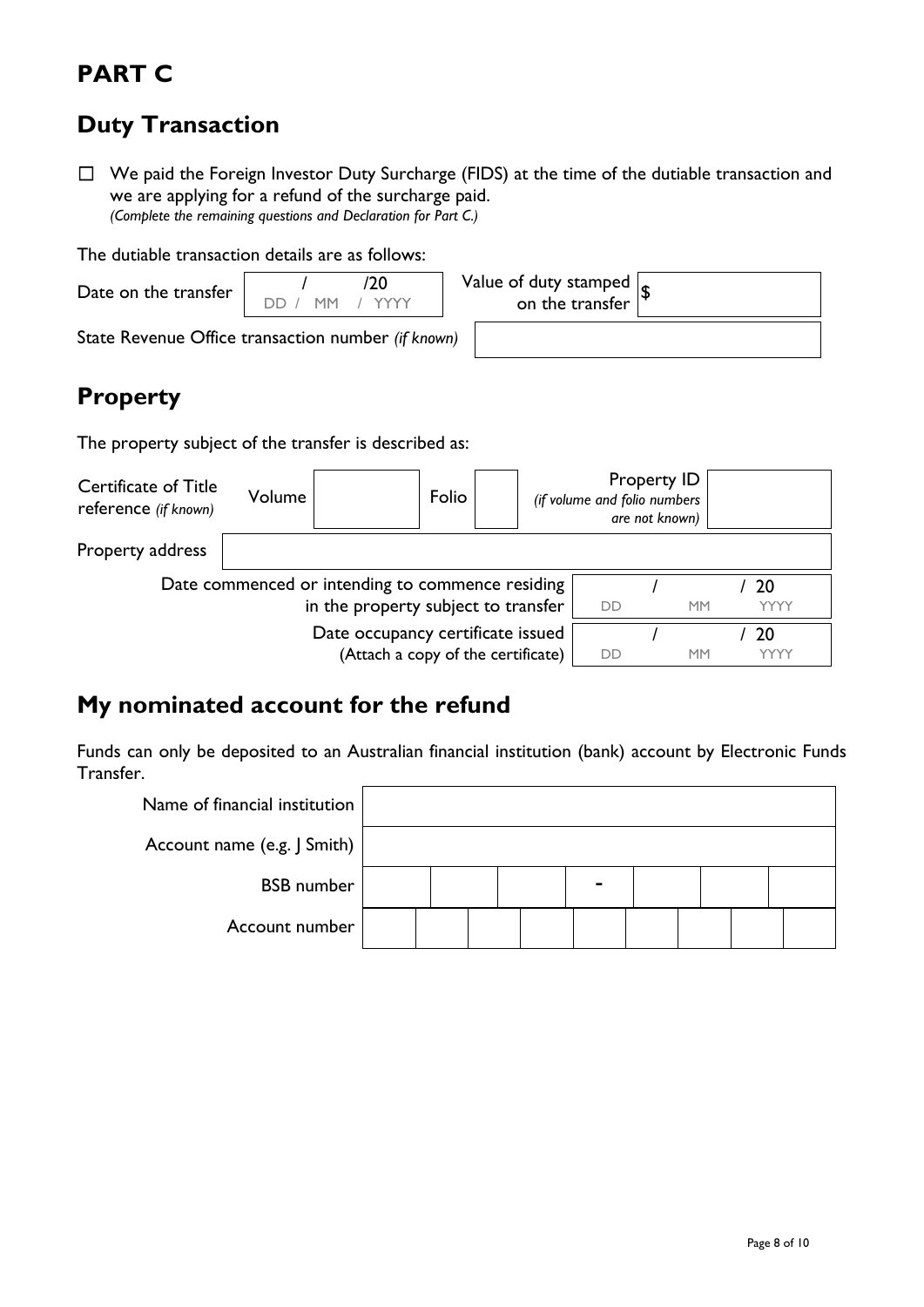# PART C

## Duty Transaction

☐ We paid the Foreign Investor Duty Surcharge (FIDS) at the time of the dutiable transaction and we are applying for a refund of the surcharge paid.
*(Complete the remaining questions and Declaration for Part C.)*

The dutiable transaction details are as follows:

| | | | |
|---|---|---|---|
| Date on the transfer | / /20 (DD / MM / YYYY) | Value of duty stamped on the transfer | $ |
| State Revenue Office transaction number *(if known)* | | | |

## Property

The property subject of the transfer is described as:

| | | | | | |
|---|---|---|---|---|---|
| Certificate of Title reference *(if known)* | Volume | | Folio | | Property ID *(if volume and folio numbers are not known)* |
| Property address | | | | | |

| | |
|---|---|
| Date commenced or intending to commence residing in the property subject to transfer | / / 20 (DD MM YYYY) |
| Date occupancy certificate issued (Attach a copy of the certificate) | / / 20 (DD MM YYYY) |

## My nominated account for the refund

Funds can only be deposited to an Australian financial institution (bank) account by Electronic Funds Transfer.

| | |
|---|---|
| Name of financial institution | |
| Account name (e.g. J Smith) | |
| BSB number | - |
| Account number | |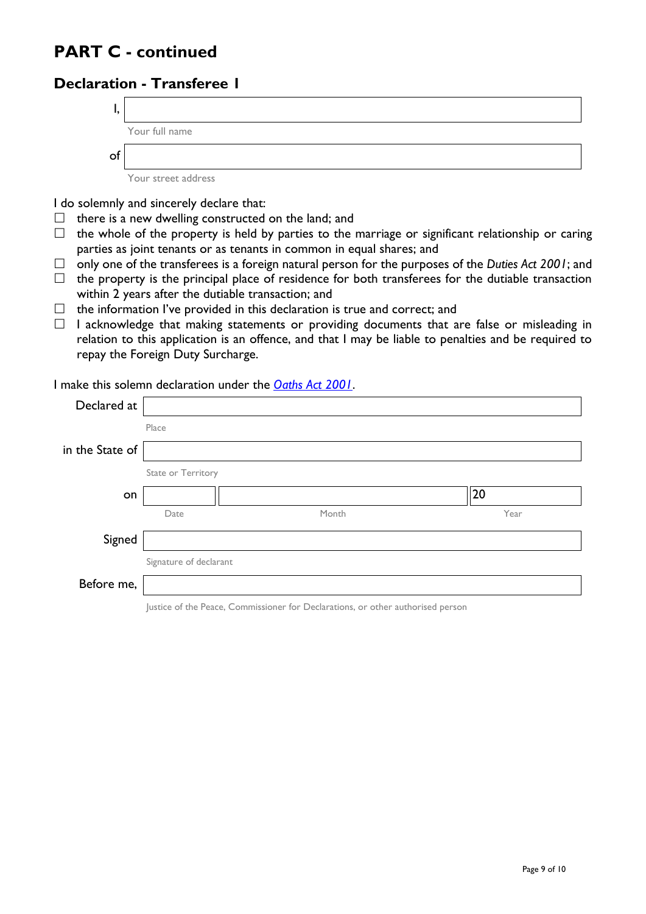# PART C - continued

## Declaration - Transferee 1

I, ______________________________
Your full name

of ______________________________
Your street address

I do solemnly and sincerely declare that:

- ☐ there is a new dwelling constructed on the land; and
- ☐ the whole of the property is held by parties to the marriage or significant relationship or caring parties as joint tenants or as tenants in common in equal shares; and
- ☐ only one of the transferees is a foreign natural person for the purposes of the *Duties Act 2001*; and
- ☐ the property is the principal place of residence for both transferees for the dutiable transaction within 2 years after the dutiable transaction; and
- ☐ the information I've provided in this declaration is true and correct; and
- ☐ I acknowledge that making statements or providing documents that are false or misleading in relation to this application is an offence, and that I may be liable to penalties and be required to repay the Foreign Duty Surcharge.

I make this solemn declaration under the *Oaths Act 2001*.

Declared at ______________________________
Place

in the State of ______________________________
State or Territory

on ________ (Date) ________________ (Month) 20______ (Year)

Signed ______________________________
Signature of declarant

Before me, ______________________________
Justice of the Peace, Commissioner for Declarations, or other authorised person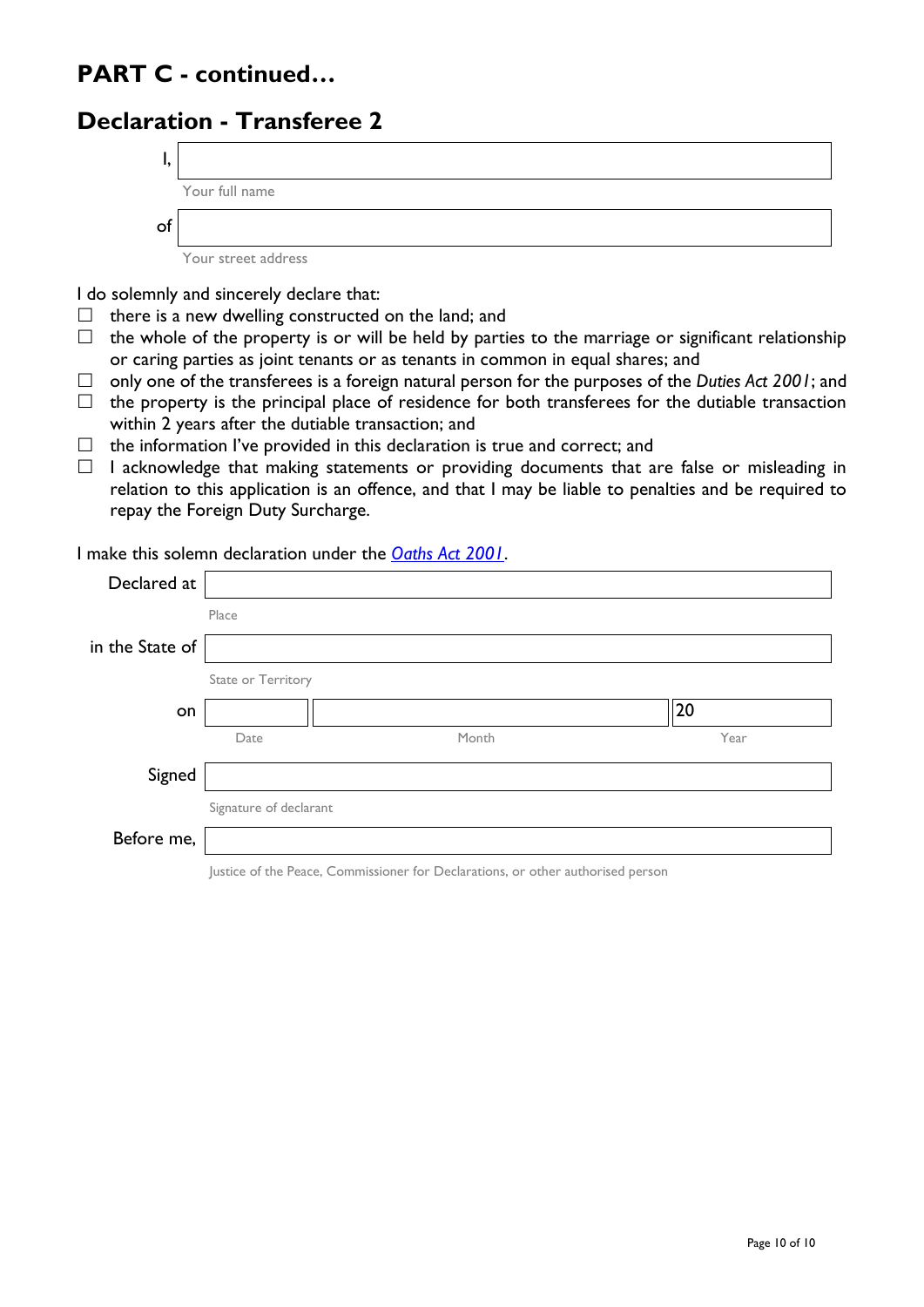## PART C - continued…

## Declaration - Transferee 2

I, ______________________________
Your full name

of ______________________________
Your street address

I do solemnly and sincerely declare that:

- ☐ there is a new dwelling constructed on the land; and
- ☐ the whole of the property is or will be held by parties to the marriage or significant relationship or caring parties as joint tenants or as tenants in common in equal shares; and
- ☐ only one of the transferees is a foreign natural person for the purposes of the *Duties Act 2001*; and
- ☐ the property is the principal place of residence for both transferees for the dutiable transaction within 2 years after the dutiable transaction; and
- ☐ the information I've provided in this declaration is true and correct; and
- ☐ I acknowledge that making statements or providing documents that are false or misleading in relation to this application is an offence, and that I may be liable to penalties and be required to repay the Foreign Duty Surcharge.

I make this solemn declaration under the *Oaths Act 2001*.

Declared at ______________________________
Place

in the State of ______________________________
State or Territory

on ________ ______________________ 20______
Date Month Year

Signed ______________________________
Signature of declarant

Before me, ______________________________
Justice of the Peace, Commissioner for Declarations, or other authorised person